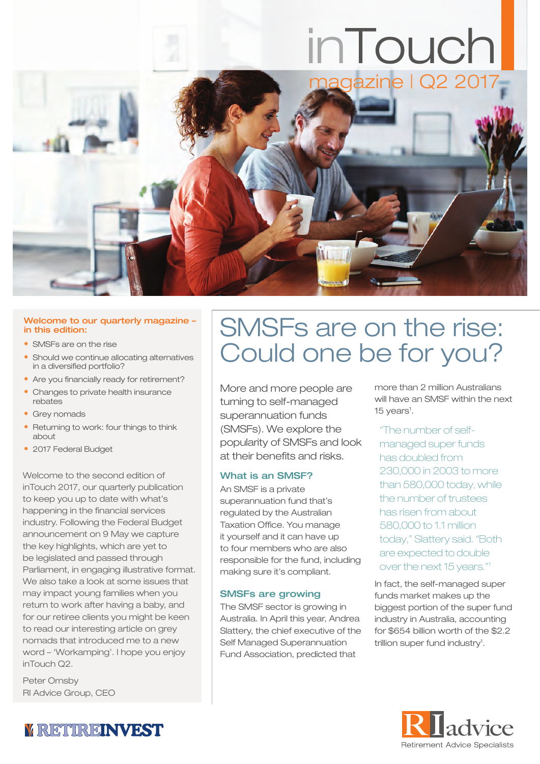# inTouch

magazine | Q2 2017

**Welcome to our quarterly magazine – in this edition:**

- SMSFs are on the rise
- Should we continue allocating alternatives in a diversified portfolio?
- Are you financially ready for retirement?
- Changes to private health insurance rebates
- Grey nomads
- Returning to work: four things to think about
- 2017 Federal Budget

Welcome to the second edition of inTouch 2017, our quarterly publication to keep you up to date with what's happening in the financial services industry. Following the Federal Budget announcement on 9 May we capture the key highlights, which are yet to be legislated and passed through Parliament, in engaging illustrative format. We also take a look at some issues that may impact young families when you return to work after having a baby, and for our retiree clients you might be keen to read our interesting article on grey nomads that introduced me to a new word – 'Workamping'. I hope you enjoy inTouch Q2.

Peter Ornsby
RI Advice Group, CEO

## SMSFs are on the rise: Could one be for you?

More and more people are turning to self-managed superannuation funds (SMSFs). We explore the popularity of SMSFs and look at their benefits and risks.

### What is an SMSF?

An SMSF is a private superannuation fund that's regulated by the Australian Taxation Office. You manage it yourself and it can have up to four members who are also responsible for the fund, including making sure it's compliant.

### SMSFs are growing

The SMSF sector is growing in Australia. In April this year, Andrea Slattery, the chief executive of the Self Managed Superannuation Fund Association, predicted that more than 2 million Australians will have an SMSF within the next 15 years[1].

> "The number of self-managed super funds has doubled from 230,000 in 2003 to more than 580,000 today, while the number of trustees has risen from about 580,000 to 1.1 million today," Slattery said. "Both are expected to double over the next 15 years."[1]

In fact, the self-managed super funds market makes up the biggest portion of the super fund industry in Australia, accounting for $654 billion worth of the $2.2 trillion super fund industry[1].

RETIREINVEST

RI advice – Retirement Advice Specialists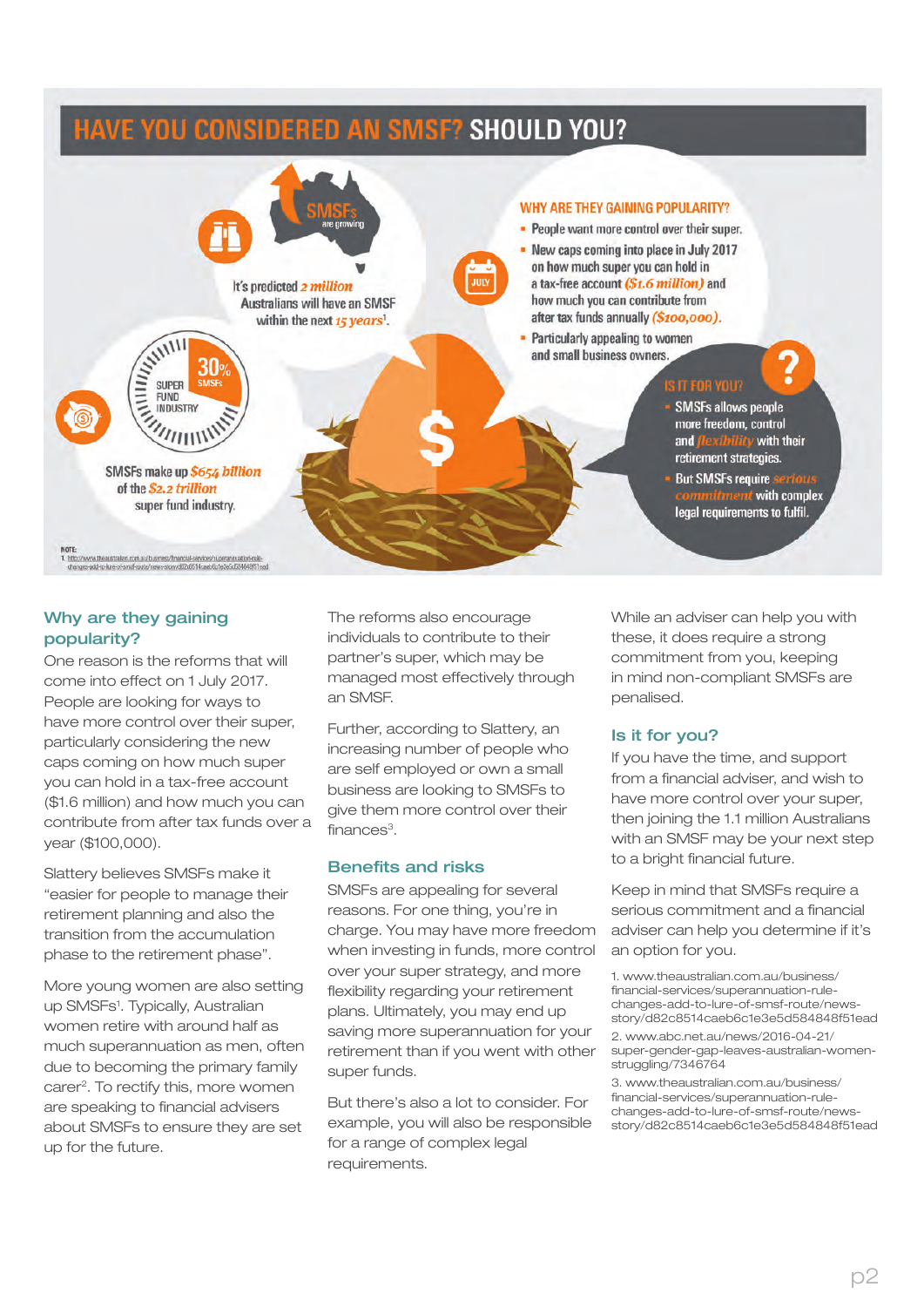# HAVE YOU CONSIDERED AN SMSF? SHOULD YOU?

SMSFs are growing

It's predicted *2 million* Australians will have an SMSF within the next *15 years*[1].

30% SMSFs — SUPER FUND INDUSTRY

SMSFs make up *$654 billion* of the *$2.2 trillion* super fund industry.

WHY ARE THEY GAINING POPULARITY?

- People want more control over their super.
- New caps coming into place in July 2017 on how much super you can hold in a tax-free account (*$1.6 million*) and how much you can contribute from after tax funds annually (*$100,000*).
- Particularly appealing to women and small business owners.

IS IT FOR YOU?

- SMSFs allows people more freedom, control and *flexibility* with their retirement strategies.
- But SMSFs require *serious commitment* with complex legal requirements to fulfil.

NOTE:
1. http://www.theaustralian.com.au/business/financial-services/superannuation-rule-changes-add-to-lure-of-smsf-route/news-story/d82c8514caeb6c1e3e5d584848f51ead

## Why are they gaining popularity?

One reason is the reforms that will come into effect on 1 July 2017. People are looking for ways to have more control over their super, particularly considering the new caps coming on how much super you can hold in a tax-free account ($1.6 million) and how much you can contribute from after tax funds over a year ($100,000).

Slattery believes SMSFs make it "easier for people to manage their retirement planning and also the transition from the accumulation phase to the retirement phase".

More young women are also setting up SMSFs[1]. Typically, Australian women retire with around half as much superannuation as men, often due to becoming the primary family carer[2]. To rectify this, more women are speaking to financial advisers about SMSFs to ensure they are set up for the future.

The reforms also encourage individuals to contribute to their partner's super, which may be managed most effectively through an SMSF.

Further, according to Slattery, an increasing number of people who are self employed or own a small business are looking to SMSFs to give them more control over their finances[3].

## Benefits and risks

SMSFs are appealing for several reasons. For one thing, you're in charge. You may have more freedom when investing in funds, more control over your super strategy, and more flexibility regarding your retirement plans. Ultimately, you may end up saving more superannuation for your retirement than if you went with other super funds.

But there's also a lot to consider. For example, you will also be responsible for a range of complex legal requirements.

While an adviser can help you with these, it does require a strong commitment from you, keeping in mind non-compliant SMSFs are penalised.

## Is it for you?

If you have the time, and support from a financial adviser, and wish to have more control over your super, then joining the 1.1 million Australians with an SMSF may be your next step to a bright financial future.

Keep in mind that SMSFs require a serious commitment and a financial adviser can help you determine if it's an option for you.

1. www.theaustralian.com.au/business/financial-services/superannuation-rule-changes-add-to-lure-of-smsf-route/news-story/d82c8514caeb6c1e3e5d584848f51ead
2. www.abc.net.au/news/2016-04-21/super-gender-gap-leaves-australian-women-struggling/7346764
3. www.theaustralian.com.au/business/financial-services/superannuation-rule-changes-add-to-lure-of-smsf-route/news-story/d82c8514caeb6c1e3e5d584848f51ead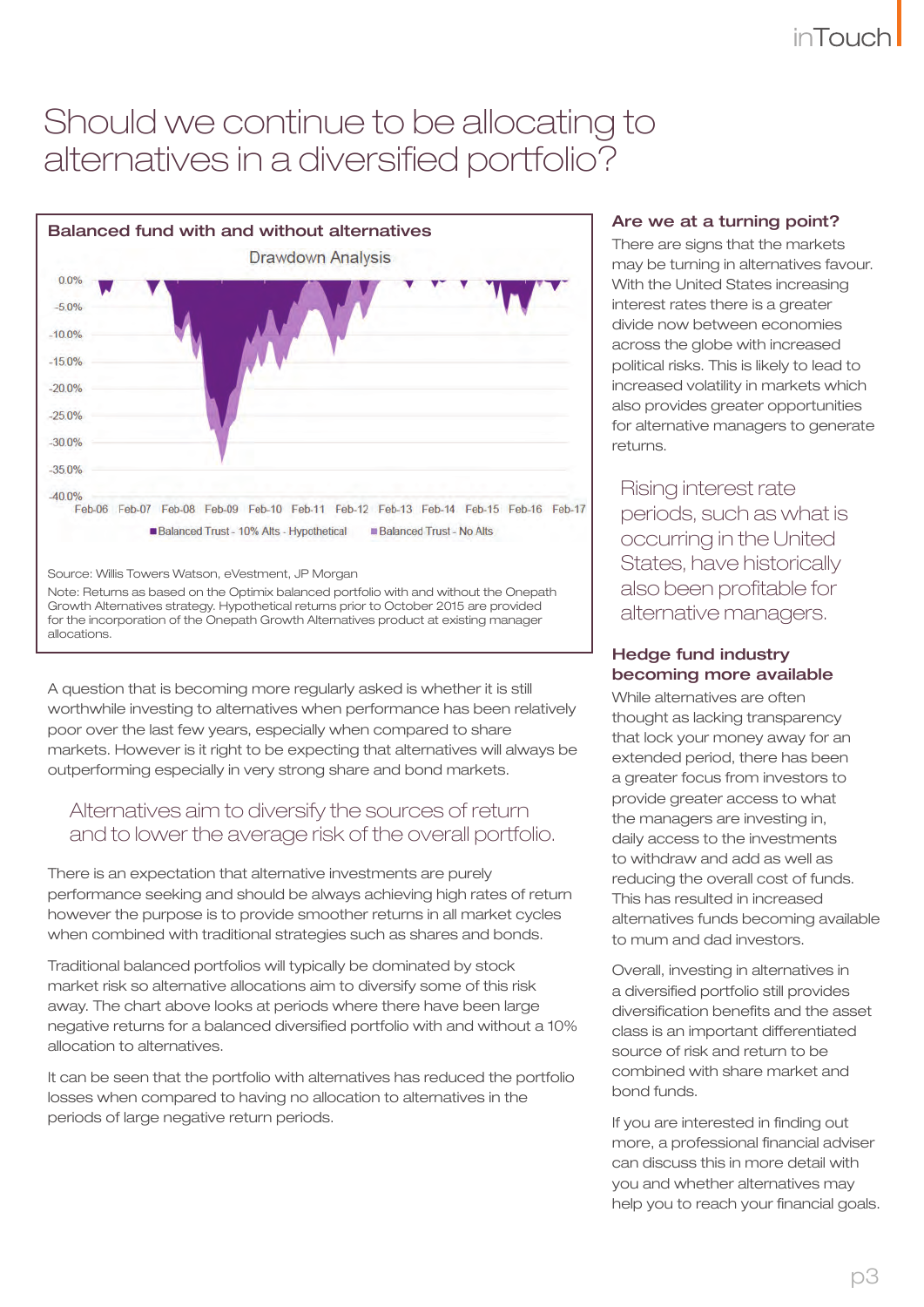# Should we continue to be allocating to alternatives in a diversified portfolio?

**Balanced fund with and without alternatives**

Drawdown Analysis

Source: Willis Towers Watson, eVestment, JP Morgan

Note: Returns as based on the Optimix balanced portfolio with and without the Onepath Growth Alternatives strategy. Hypothetical returns prior to October 2015 are provided for the incorporation of the Onepath Growth Alternatives product at existing manager allocations.

A question that is becoming more regularly asked is whether it is still worthwhile investing to alternatives when performance has been relatively poor over the last few years, especially when compared to share markets. However is it right to be expecting that alternatives will always be outperforming especially in very strong share and bond markets.

> Alternatives aim to diversify the sources of return and to lower the average risk of the overall portfolio.

There is an expectation that alternative investments are purely performance seeking and should be always achieving high rates of return however the purpose is to provide smoother returns in all market cycles when combined with traditional strategies such as shares and bonds.

Traditional balanced portfolios will typically be dominated by stock market risk so alternative allocations aim to diversify some of this risk away. The chart above looks at periods where there have been large negative returns for a balanced diversified portfolio with and without a 10% allocation to alternatives.

It can be seen that the portfolio with alternatives has reduced the portfolio losses when compared to having no allocation to alternatives in the periods of large negative return periods.

### Are we at a turning point?

There are signs that the markets may be turning in alternatives favour. With the United States increasing interest rates there is a greater divide now between economies across the globe with increased political risks. This is likely to lead to increased volatility in markets which also provides greater opportunities for alternative managers to generate returns.

> Rising interest rate periods, such as what is occurring in the United States, have historically also been profitable for alternative managers.

### Hedge fund industry becoming more available

While alternatives are often thought as lacking transparency that lock your money away for an extended period, there has been a greater focus from investors to provide greater access to what the managers are investing in, daily access to the investments to withdraw and add as well as reducing the overall cost of funds. This has resulted in increased alternatives funds becoming available to mum and dad investors.

Overall, investing in alternatives in a diversified portfolio still provides diversification benefits and the asset class is an important differentiated source of risk and return to be combined with share market and bond funds.

If you are interested in finding out more, a professional financial adviser can discuss this in more detail with you and whether alternatives may help you to reach your financial goals.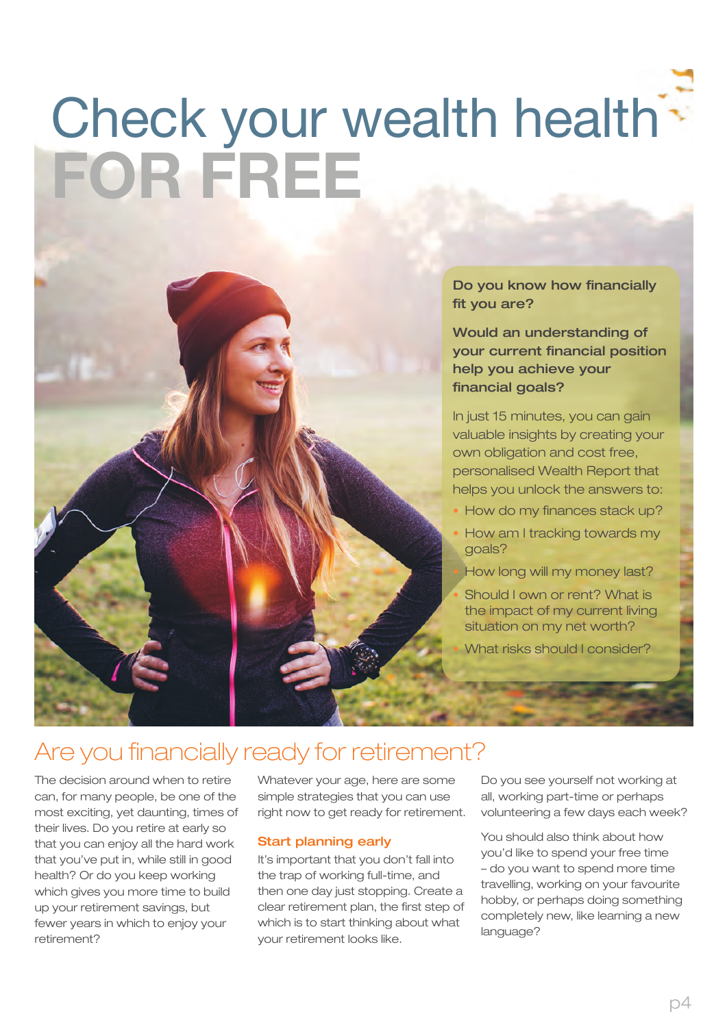# Check your wealth health FOR FREE

**Do you know how financially fit you are?**

**Would an understanding of your current financial position help you achieve your financial goals?**

In just 15 minutes, you can gain valuable insights by creating your own obligation and cost free, personalised Wealth Report that helps you unlock the answers to:

- How do my finances stack up?
- How am I tracking towards my goals?
- How long will my money last?
- Should I own or rent? What is the impact of my current living situation on my net worth?
- What risks should I consider?

## Are you financially ready for retirement?

The decision around when to retire can, for many people, be one of the most exciting, yet daunting, times of their lives. Do you retire at early so that you can enjoy all the hard work that you've put in, while still in good health? Or do you keep working which gives you more time to build up your retirement savings, but fewer years in which to enjoy your retirement?

Whatever your age, here are some simple strategies that you can use right now to get ready for retirement.

### Start planning early

It's important that you don't fall into the trap of working full-time, and then one day just stopping. Create a clear retirement plan, the first step of which is to start thinking about what your retirement looks like.

Do you see yourself not working at all, working part-time or perhaps volunteering a few days each week?

You should also think about how you'd like to spend your free time – do you want to spend more time travelling, working on your favourite hobby, or perhaps doing something completely new, like learning a new language?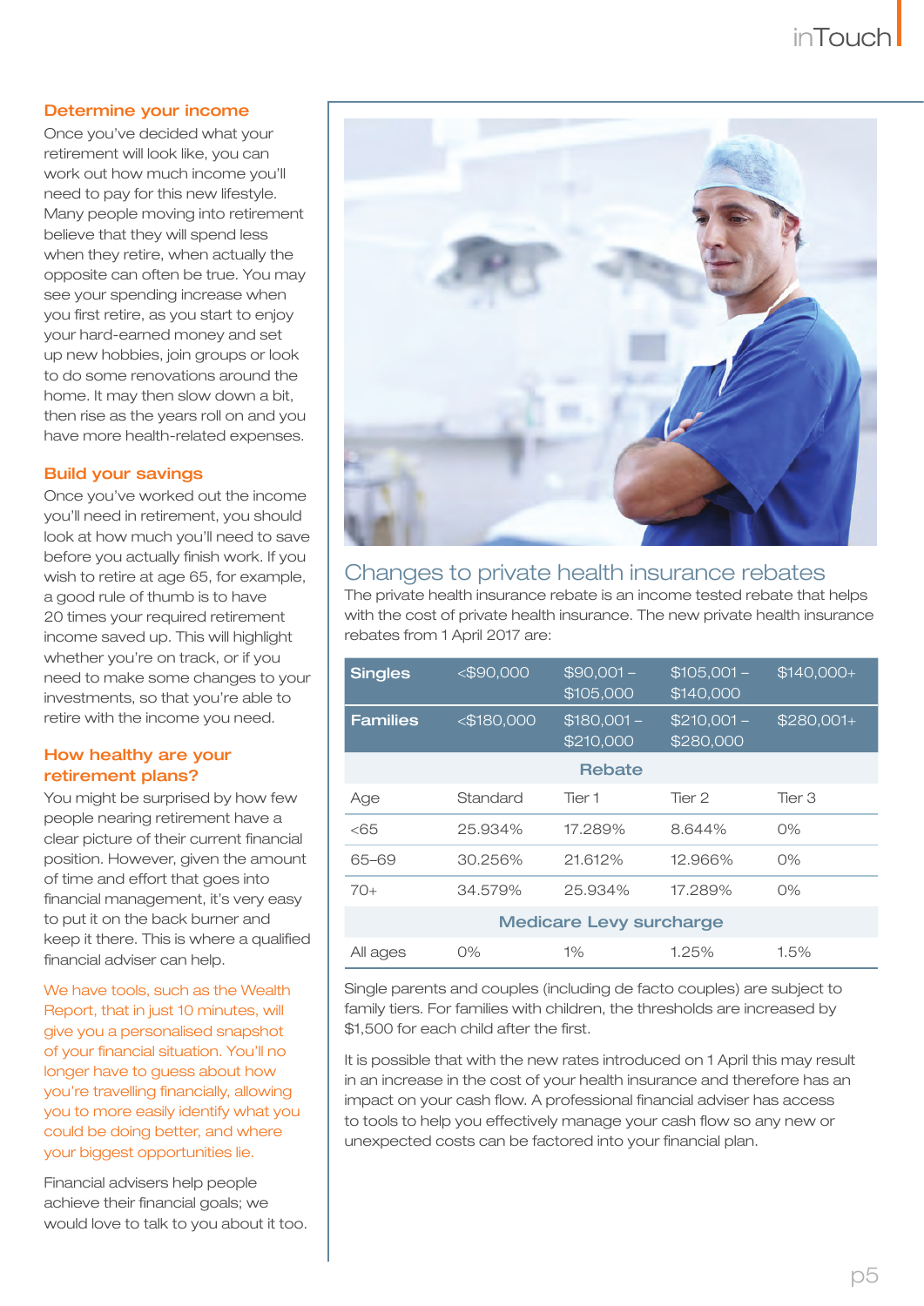## Determine your income

Once you've decided what your retirement will look like, you can work out how much income you'll need to pay for this new lifestyle. Many people moving into retirement believe that they will spend less when they retire, when actually the opposite can often be true. You may see your spending increase when you first retire, as you start to enjoy your hard-earned money and set up new hobbies, join groups or look to do some renovations around the home. It may then slow down a bit, then rise as the years roll on and you have more health-related expenses.

## Build your savings

Once you've worked out the income you'll need in retirement, you should look at how much you'll need to save before you actually finish work. If you wish to retire at age 65, for example, a good rule of thumb is to have 20 times your required retirement income saved up. This will highlight whether you're on track, or if you need to make some changes to your investments, so that you're able to retire with the income you need.

## How healthy are your retirement plans?

You might be surprised by how few people nearing retirement have a clear picture of their current financial position. However, given the amount of time and effort that goes into financial management, it's very easy to put it on the back burner and keep it there. This is where a qualified financial adviser can help.

We have tools, such as the Wealth Report, that in just 10 minutes, will give you a personalised snapshot of your financial situation. You'll no longer have to guess about how you're travelling financially, allowing you to more easily identify what you could be doing better, and where your biggest opportunities lie.

Financial advisers help people achieve their financial goals; we would love to talk to you about it too.

## Changes to private health insurance rebates

The private health insurance rebate is an income tested rebate that helps with the cost of private health insurance. The new private health insurance rebates from 1 April 2017 are:

| Singles | <$90,000 | $90,001 – $105,000 | $105,001 – $140,000 | $140,000+ |
|---|---|---|---|---|
| **Families** | <$180,000 | $180,001 – $210,000 | $210,001 – $280,000 | $280,001+ |
| | | **Rebate** | | |
| Age | Standard | Tier 1 | Tier 2 | Tier 3 |
| <65 | 25.934% | 17.289% | 8.644% | 0% |
| 65–69 | 30.256% | 21.612% | 12.966% | 0% |
| 70+ | 34.579% | 25.934% | 17.289% | 0% |
| | | **Medicare Levy surcharge** | | |
| All ages | 0% | 1% | 1.25% | 1.5% |

Single parents and couples (including de facto couples) are subject to family tiers. For families with children, the thresholds are increased by $1,500 for each child after the first.

It is possible that with the new rates introduced on 1 April this may result in an increase in the cost of your health insurance and therefore has an impact on your cash flow. A professional financial adviser has access to tools to help you effectively manage your cash flow so any new or unexpected costs can be factored into your financial plan.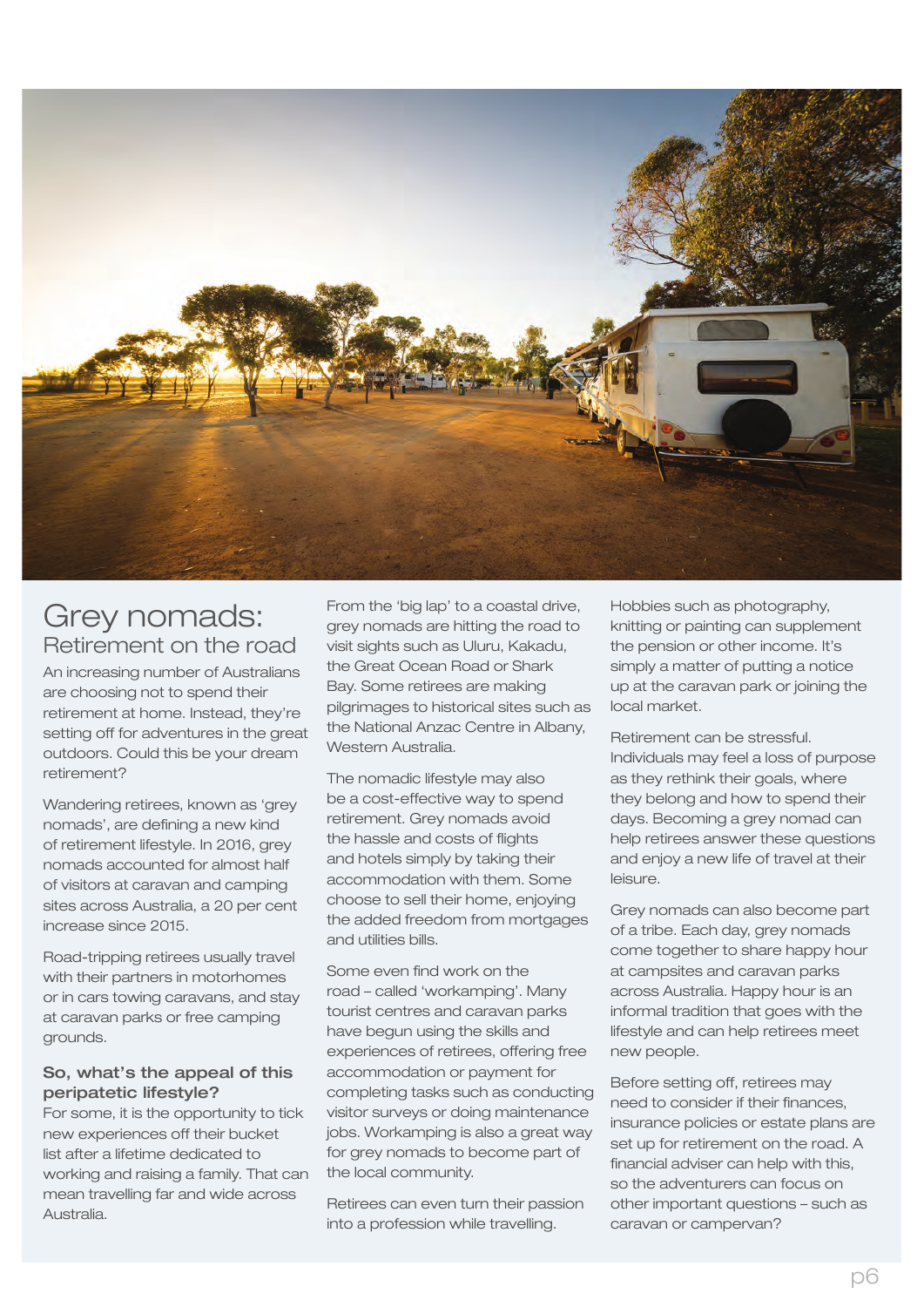# Grey nomads:

## Retirement on the road

An increasing number of Australians are choosing not to spend their retirement at home. Instead, they're setting off for adventures in the great outdoors. Could this be your dream retirement?

Wandering retirees, known as 'grey nomads', are defining a new kind of retirement lifestyle. In 2016, grey nomads accounted for almost half of visitors at caravan and camping sites across Australia, a 20 per cent increase since 2015.

Road-tripping retirees usually travel with their partners in motorhomes or in cars towing caravans, and stay at caravan parks or free camping grounds.

**So, what's the appeal of this peripatetic lifestyle?**

For some, it is the opportunity to tick new experiences off their bucket list after a lifetime dedicated to working and raising a family. That can mean travelling far and wide across Australia.

From the 'big lap' to a coastal drive, grey nomads are hitting the road to visit sights such as Uluru, Kakadu, the Great Ocean Road or Shark Bay. Some retirees are making pilgrimages to historical sites such as the National Anzac Centre in Albany, Western Australia.

The nomadic lifestyle may also be a cost-effective way to spend retirement. Grey nomads avoid the hassle and costs of flights and hotels simply by taking their accommodation with them. Some choose to sell their home, enjoying the added freedom from mortgages and utilities bills.

Some even find work on the road – called 'workamping'. Many tourist centres and caravan parks have begun using the skills and experiences of retirees, offering free accommodation or payment for completing tasks such as conducting visitor surveys or doing maintenance jobs. Workamping is also a great way for grey nomads to become part of the local community.

Retirees can even turn their passion into a profession while travelling. Hobbies such as photography, knitting or painting can supplement the pension or other income. It's simply a matter of putting a notice up at the caravan park or joining the local market.

Retirement can be stressful. Individuals may feel a loss of purpose as they rethink their goals, where they belong and how to spend their days. Becoming a grey nomad can help retirees answer these questions and enjoy a new life of travel at their leisure.

Grey nomads can also become part of a tribe. Each day, grey nomads come together to share happy hour at campsites and caravan parks across Australia. Happy hour is an informal tradition that goes with the lifestyle and can help retirees meet new people.

Before setting off, retirees may need to consider if their finances, insurance policies or estate plans are set up for retirement on the road. A financial adviser can help with this, so the adventurers can focus on other important questions – such as caravan or campervan?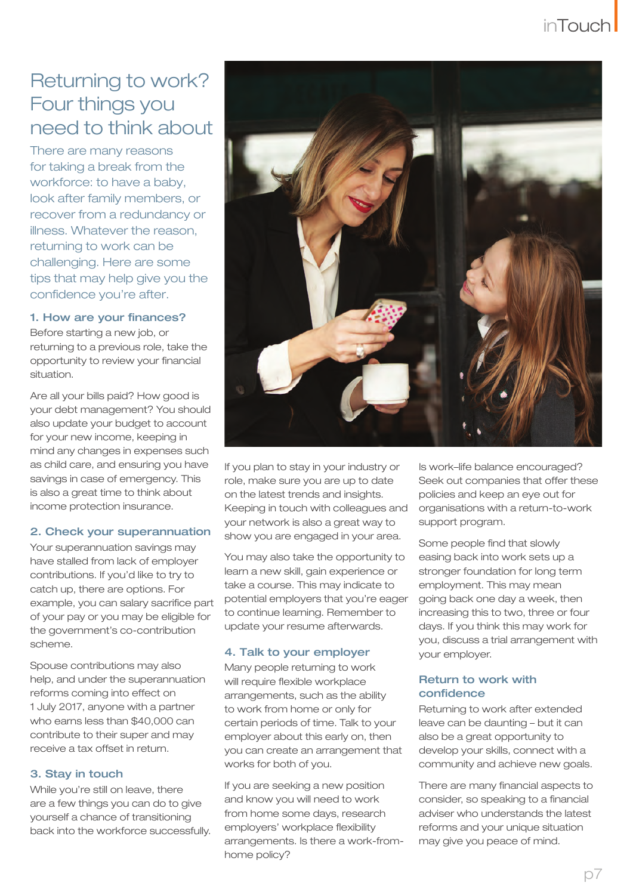# Returning to work? Four things you need to think about

There are many reasons for taking a break from the workforce: to have a baby, look after family members, or recover from a redundancy or illness. Whatever the reason, returning to work can be challenging. Here are some tips that may help give you the confidence you're after.

## 1. How are your finances?

Before starting a new job, or returning to a previous role, take the opportunity to review your financial situation.

Are all your bills paid? How good is your debt management? You should also update your budget to account for your new income, keeping in mind any changes in expenses such as child care, and ensuring you have savings in case of emergency. This is also a great time to think about income protection insurance.

## 2. Check your superannuation

Your superannuation savings may have stalled from lack of employer contributions. If you'd like to try to catch up, there are options. For example, you can salary sacrifice part of your pay or you may be eligible for the government's co-contribution scheme.

Spouse contributions may also help, and under the superannuation reforms coming into effect on 1 July 2017, anyone with a partner who earns less than $40,000 can contribute to their super and may receive a tax offset in return.

## 3. Stay in touch

While you're still on leave, there are a few things you can do to give yourself a chance of transitioning back into the workforce successfully.

If you plan to stay in your industry or role, make sure you are up to date on the latest trends and insights. Keeping in touch with colleagues and your network is also a great way to show you are engaged in your area.

You may also take the opportunity to learn a new skill, gain experience or take a course. This may indicate to potential employers that you're eager to continue learning. Remember to update your resume afterwards.

## 4. Talk to your employer

Many people returning to work will require flexible workplace arrangements, such as the ability to work from home or only for certain periods of time. Talk to your employer about this early on, then you can create an arrangement that works for both of you.

If you are seeking a new position and know you will need to work from home some days, research employers' workplace flexibility arrangements. Is there a work-from-home policy?

Is work–life balance encouraged? Seek out companies that offer these policies and keep an eye out for organisations with a return-to-work support program.

Some people find that slowly easing back into work sets up a stronger foundation for long term employment. This may mean going back one day a week, then increasing this to two, three or four days. If you think this may work for you, discuss a trial arrangement with your employer.

## Return to work with confidence

Returning to work after extended leave can be daunting – but it can also be a great opportunity to develop your skills, connect with a community and achieve new goals.

There are many financial aspects to consider, so speaking to a financial adviser who understands the latest reforms and your unique situation may give you peace of mind.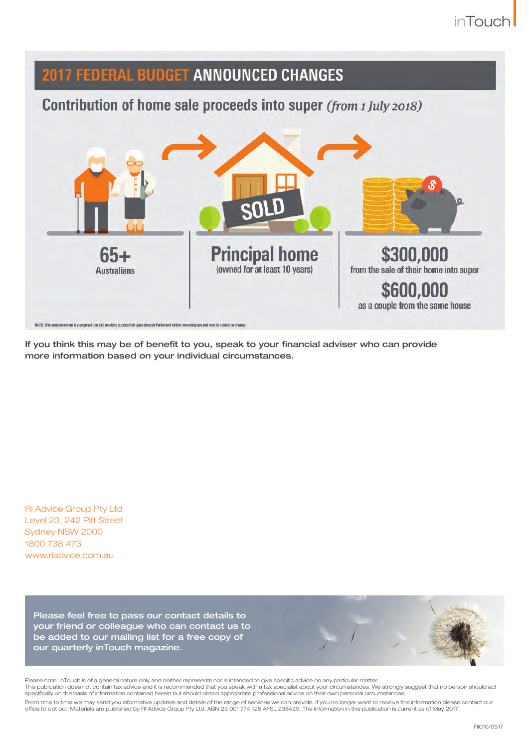## 2017 FEDERAL BUDGET ANNOUNCED CHANGES

### Contribution of home sale proceeds into super *(from 1 July 2018)*

**65+**
Australians

**Principal home**
(owned for at least 10 years)

**$300,000**
from the sale of their home into super

**$600,000**
as a couple from the same house

NOTE: This announcement is a proposal that still needs to successfully pass through Parliament before becoming law and may be subject to change.

**If you think this may be of benefit to you, speak to your financial adviser who can provide more information based on your individual circumstances.**

RI Advice Group Pty Ltd
Level 23, 242 Pitt Street
Sydney NSW 2000
1800 738 473
www.riadvice.com.au

**Please feel free to pass our contact details to your friend or colleague who can contact us to be added to our mailing list for a free copy of our quarterly inTouch magazine.**

Please note: inTouch is of a general nature only and neither represents nor is intended to give specific advice on any particular matter.
This publication does not contain tax advice and it is recommended that you speak with a tax specialist about your circumstances. We strongly suggest that no person should act specifically on the basis of information contained herein but should obtain appropriate professional advice on their own personal circumstances.

From time to time we may send you informative updates and details of the range of services we can provide. If you no longer want to receive this information please contact our office to opt out. Materials are published by RI Advice Group Pty Ltd. ABN 23 001 774 125 AFSL 238429. The information in this publication is current as of May 2017.

RI010/0517